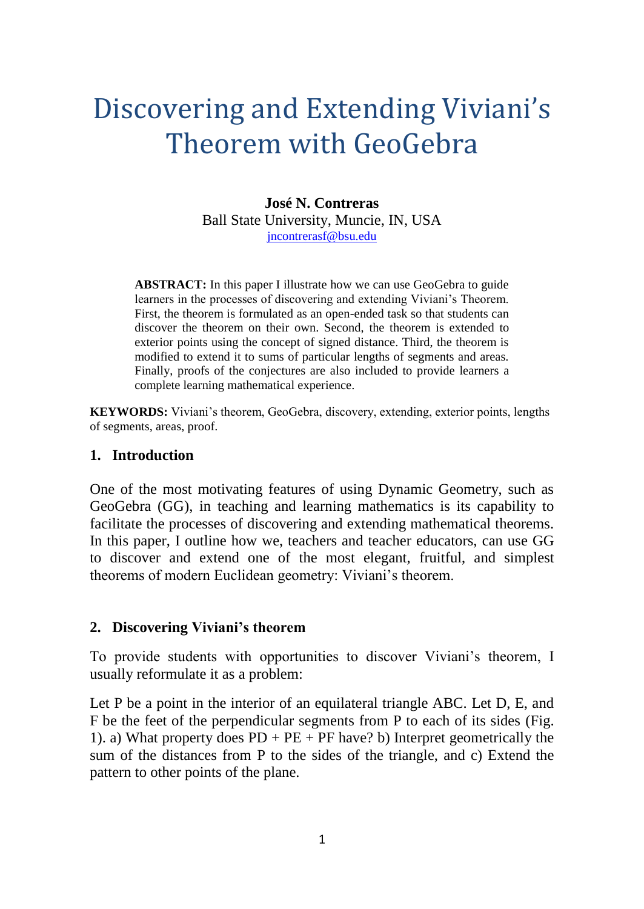# Discovering and Extending Viviani's Theorem with GeoGebra

**José N. Contreras**
Ball State University, Muncie, IN, USA
jncontrerasf@bsu.edu

**ABSTRACT:** In this paper I illustrate how we can use GeoGebra to guide learners in the processes of discovering and extending Viviani's Theorem. First, the theorem is formulated as an open-ended task so that students can discover the theorem on their own. Second, the theorem is extended to exterior points using the concept of signed distance. Third, the theorem is modified to extend it to sums of particular lengths of segments and areas. Finally, proofs of the conjectures are also included to provide learners a complete learning mathematical experience.

**KEYWORDS:** Viviani's theorem, GeoGebra, discovery, extending, exterior points, lengths of segments, areas, proof.

## 1. Introduction

One of the most motivating features of using Dynamic Geometry, such as GeoGebra (GG), in teaching and learning mathematics is its capability to facilitate the processes of discovering and extending mathematical theorems. In this paper, I outline how we, teachers and teacher educators, can use GG to discover and extend one of the most elegant, fruitful, and simplest theorems of modern Euclidean geometry: Viviani's theorem.

## 2. Discovering Viviani's theorem

To provide students with opportunities to discover Viviani's theorem, I usually reformulate it as a problem:

Let P be a point in the interior of an equilateral triangle ABC. Let D, E, and F be the feet of the perpendicular segments from P to each of its sides (Fig. 1). a) What property does PD + PE + PF have? b) Interpret geometrically the sum of the distances from P to the sides of the triangle, and c) Extend the pattern to other points of the plane.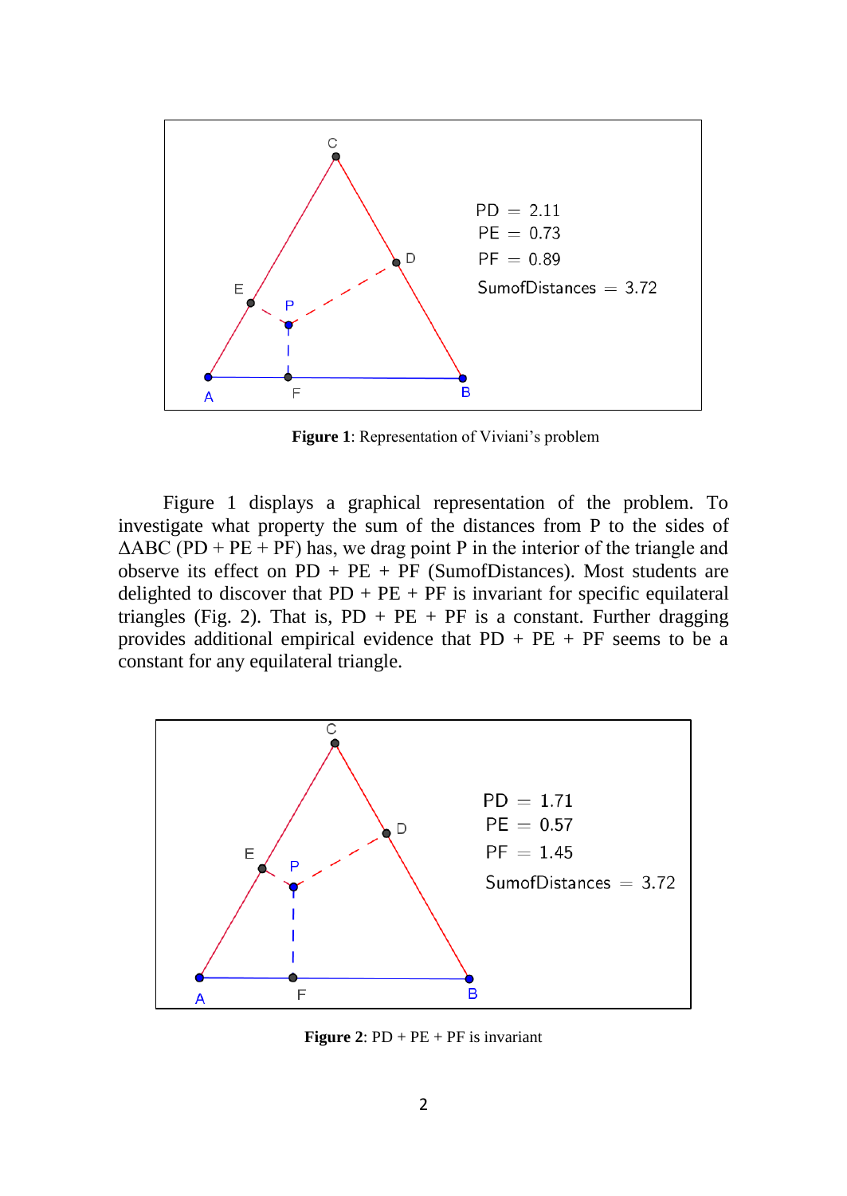**Figure 1**: Representation of Viviani's problem

Figure 1 displays a graphical representation of the problem. To investigate what property the sum of the distances from P to the sides of ΔABC (PD + PE + PF) has, we drag point P in the interior of the triangle and observe its effect on PD + PE + PF (SumofDistances). Most students are delighted to discover that PD + PE + PF is invariant for specific equilateral triangles (Fig. 2). That is, PD + PE + PF is a constant. Further dragging provides additional empirical evidence that PD + PE + PF seems to be a constant for any equilateral triangle.

**Figure 2**: PD + PE + PF is invariant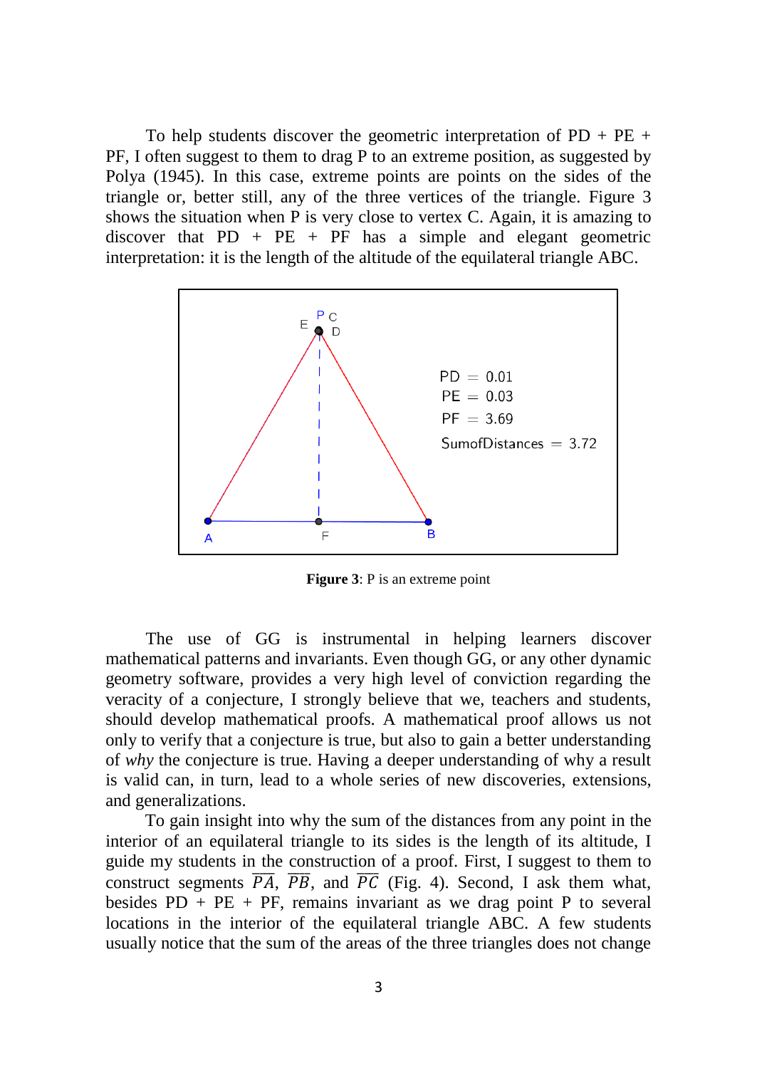To help students discover the geometric interpretation of PD + PE + PF, I often suggest to them to drag P to an extreme position, as suggested by Polya (1945). In this case, extreme points are points on the sides of the triangle or, better still, any of the three vertices of the triangle. Figure 3 shows the situation when P is very close to vertex C. Again, it is amazing to discover that PD + PE + PF has a simple and elegant geometric interpretation: it is the length of the altitude of the equilateral triangle ABC.

**Figure 3**: P is an extreme point

The use of GG is instrumental in helping learners discover mathematical patterns and invariants. Even though GG, or any other dynamic geometry software, provides a very high level of conviction regarding the veracity of a conjecture, I strongly believe that we, teachers and students, should develop mathematical proofs. A mathematical proof allows us not only to verify that a conjecture is true, but also to gain a better understanding of *why* the conjecture is true. Having a deeper understanding of why a result is valid can, in turn, lead to a whole series of new discoveries, extensions, and generalizations.

To gain insight into why the sum of the distances from any point in the interior of an equilateral triangle to its sides is the length of its altitude, I guide my students in the construction of a proof. First, I suggest to them to construct segments $\overline{PA}$, $\overline{PB}$, and $\overline{PC}$ (Fig. 4). Second, I ask them what, besides PD + PE + PF, remains invariant as we drag point P to several locations in the interior of the equilateral triangle ABC. A few students usually notice that the sum of the areas of the three triangles does not change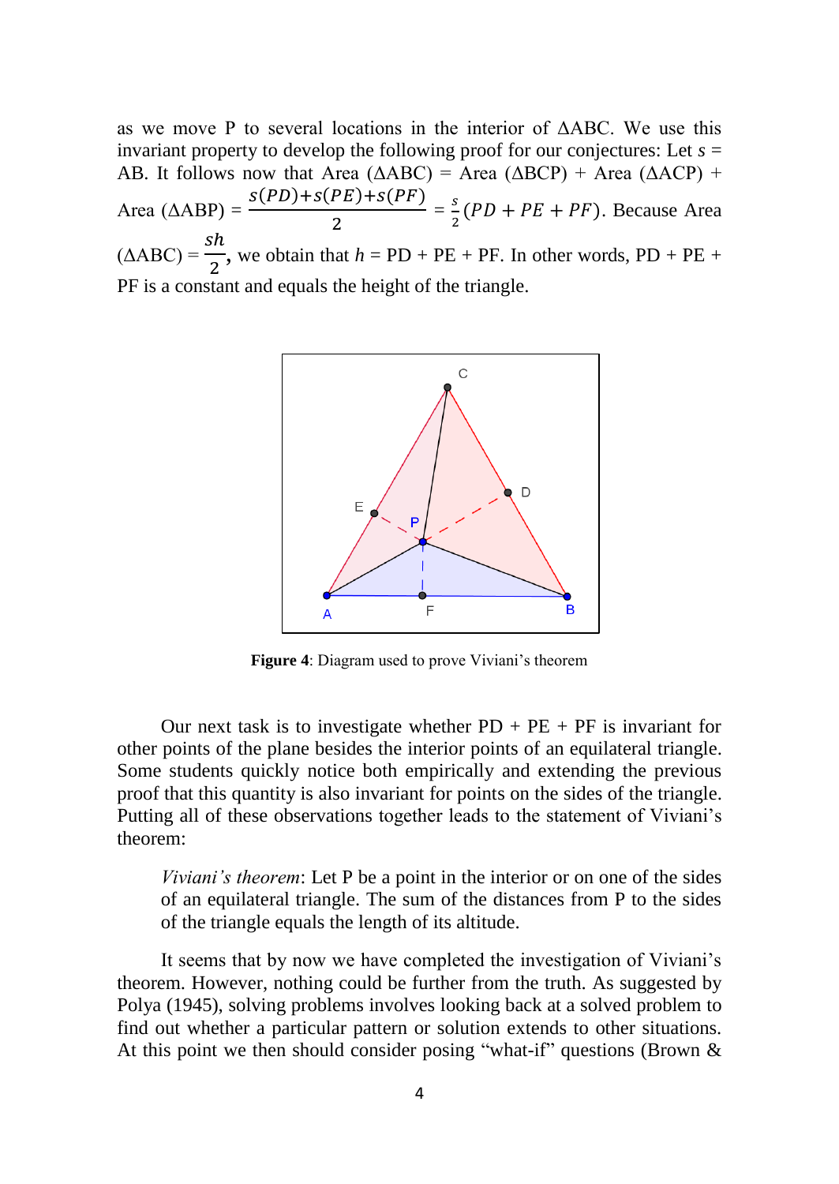as we move P to several locations in the interior of ΔABC. We use this invariant property to develop the following proof for our conjectures: Let $s$ = AB. It follows now that Area (ΔABC) = Area (ΔBCP) + Area (ΔACP) + Area (ΔABP) = $\frac{s(PD)+s(PE)+s(PF)}{2} = \frac{s}{2}(PD + PE + PF)$. Because Area (ΔABC) = $\frac{sh}{2}$, we obtain that $h$ = PD + PE + PF. In other words, PD + PE + PF is a constant and equals the height of the triangle.

**Figure 4**: Diagram used to prove Viviani's theorem

Our next task is to investigate whether PD + PE + PF is invariant for other points of the plane besides the interior points of an equilateral triangle. Some students quickly notice both empirically and extending the previous proof that this quantity is also invariant for points on the sides of the triangle. Putting all of these observations together leads to the statement of Viviani's theorem:

> *Viviani's theorem*: Let P be a point in the interior or on one of the sides of an equilateral triangle. The sum of the distances from P to the sides of the triangle equals the length of its altitude.

It seems that by now we have completed the investigation of Viviani's theorem. However, nothing could be further from the truth. As suggested by Polya (1945), solving problems involves looking back at a solved problem to find out whether a particular pattern or solution extends to other situations. At this point we then should consider posing "what-if" questions (Brown &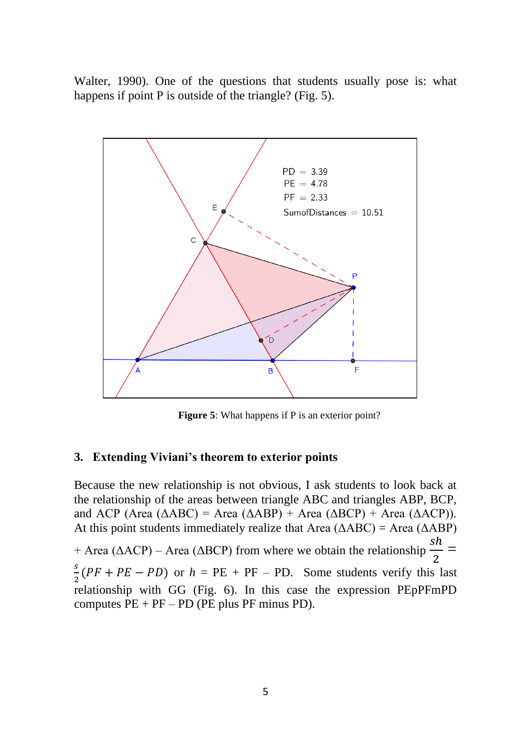Walter, 1990). One of the questions that students usually pose is: what happens if point P is outside of the triangle? (Fig. 5).

**Figure 5**: What happens if P is an exterior point?

## 3. Extending Viviani's theorem to exterior points

Because the new relationship is not obvious, I ask students to look back at the relationship of the areas between triangle ABC and triangles ABP, BCP, and ACP (Area (ΔABC) = Area (ΔABP) + Area (ΔBCP) + Area (ΔACP)). At this point students immediately realize that Area (ΔABC) = Area (ΔABP) + Area (ΔACP) – Area (ΔBCP) from where we obtain the relationship $\frac{sh}{2} = \frac{s}{2}(PF + PE - PD)$ or $h$ = PE + PF – PD. Some students verify this last relationship with GG (Fig. 6). In this case the expression PEpPFmPD computes PE + PF – PD (PE plus PF minus PD).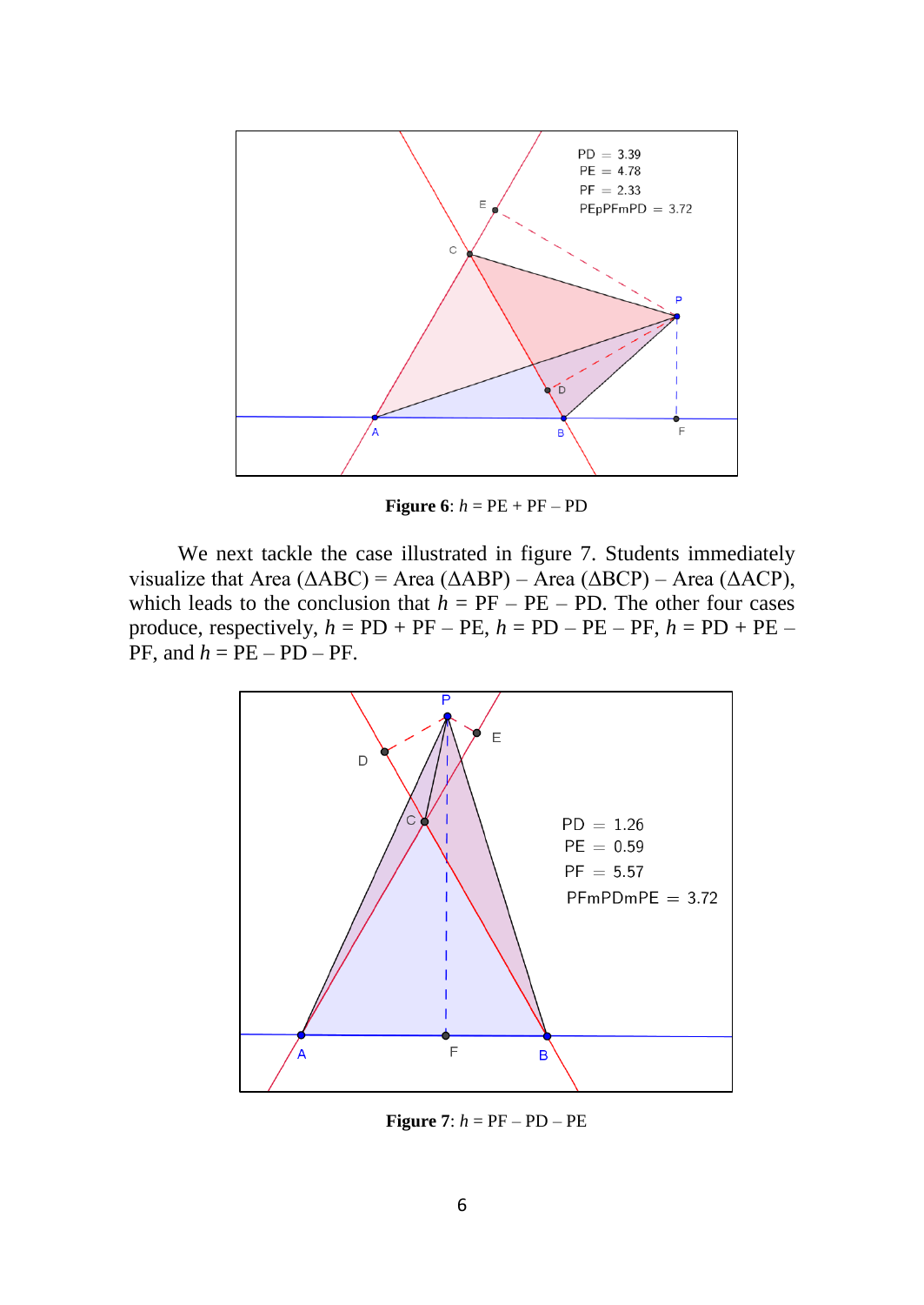**Figure 6**: $h$ = PE + PF – PD

We next tackle the case illustrated in figure 7. Students immediately visualize that Area (ΔABC) = Area (ΔABP) – Area (ΔBCP) – Area (ΔACP), which leads to the conclusion that $h$ = PF – PE – PD. The other four cases produce, respectively, $h$ = PD + PF – PE, $h$ = PD – PE – PF, $h$ = PD + PE – PF, and $h$ = PE – PD – PF.

**Figure 7**: $h$ = PF – PD – PE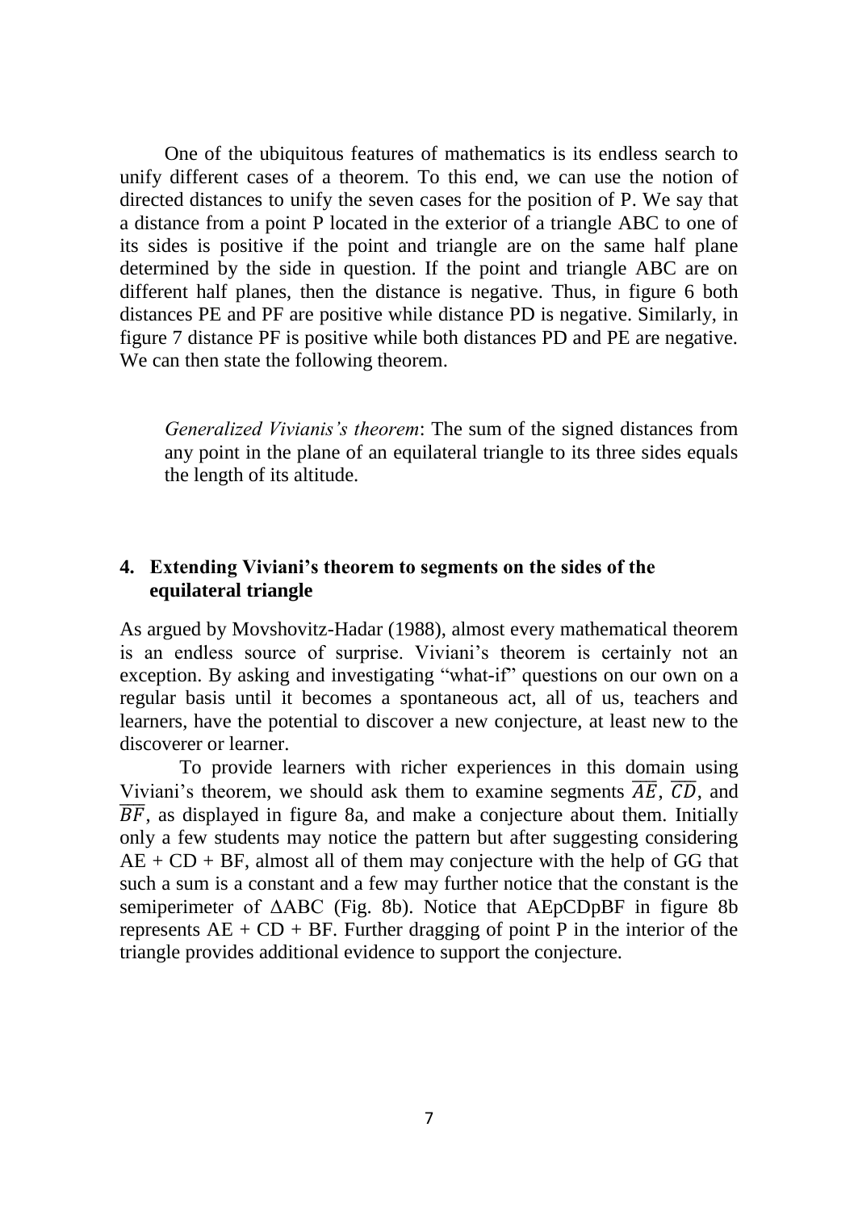One of the ubiquitous features of mathematics is its endless search to unify different cases of a theorem. To this end, we can use the notion of directed distances to unify the seven cases for the position of P. We say that a distance from a point P located in the exterior of a triangle ABC to one of its sides is positive if the point and triangle are on the same half plane determined by the side in question. If the point and triangle ABC are on different half planes, then the distance is negative. Thus, in figure 6 both distances PE and PF are positive while distance PD is negative. Similarly, in figure 7 distance PF is positive while both distances PD and PE are negative. We can then state the following theorem.

> *Generalized Vivianis's theorem*: The sum of the signed distances from any point in the plane of an equilateral triangle to its three sides equals the length of its altitude.

## 4. Extending Viviani's theorem to segments on the sides of the equilateral triangle

As argued by Movshovitz-Hadar (1988), almost every mathematical theorem is an endless source of surprise. Viviani's theorem is certainly not an exception. By asking and investigating "what-if" questions on our own on a regular basis until it becomes a spontaneous act, all of us, teachers and learners, have the potential to discover a new conjecture, at least new to the discoverer or learner.

To provide learners with richer experiences in this domain using Viviani's theorem, we should ask them to examine segments $\overline{AE}$, $\overline{CD}$, and $\overline{BF}$, as displayed in figure 8a, and make a conjecture about them. Initially only a few students may notice the pattern but after suggesting considering AE + CD + BF, almost all of them may conjecture with the help of GG that such a sum is a constant and a few may further notice that the constant is the semiperimeter of $\Delta$ABC (Fig. 8b). Notice that AEpCDpBF in figure 8b represents AE + CD + BF. Further dragging of point P in the interior of the triangle provides additional evidence to support the conjecture.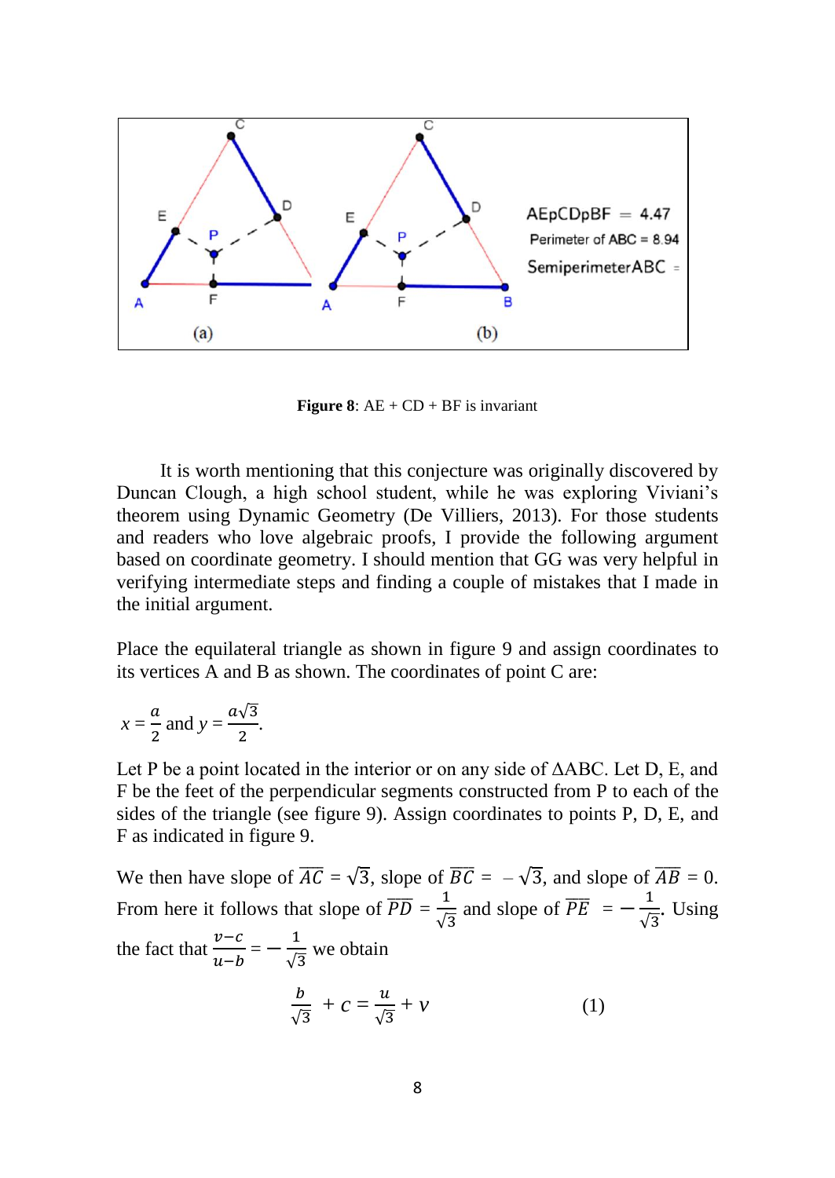**Figure 8**: AE + CD + BF is invariant

It is worth mentioning that this conjecture was originally discovered by Duncan Clough, a high school student, while he was exploring Viviani's theorem using Dynamic Geometry (De Villiers, 2013). For those students and readers who love algebraic proofs, I provide the following argument based on coordinate geometry. I should mention that GG was very helpful in verifying intermediate steps and finding a couple of mistakes that I made in the initial argument.

Place the equilateral triangle as shown in figure 9 and assign coordinates to its vertices A and B as shown. The coordinates of point C are:

$x = \frac{a}{2}$ and $y = \frac{a\sqrt{3}}{2}$.

Let P be a point located in the interior or on any side of ΔABC. Let D, E, and F be the feet of the perpendicular segments constructed from P to each of the sides of the triangle (see figure 9). Assign coordinates to points P, D, E, and F as indicated in figure 9.

We then have slope of $\overline{AC} = \sqrt{3}$, slope of $\overline{BC} = -\sqrt{3}$, and slope of $\overline{AB} = 0$. From here it follows that slope of $\overline{PD} = \frac{1}{\sqrt{3}}$ and slope of $\overline{PE} = -\frac{1}{\sqrt{3}}$. Using the fact that $\frac{v-c}{u-b} = -\frac{1}{\sqrt{3}}$ we obtain

$$\frac{b}{\sqrt{3}} + c = \frac{u}{\sqrt{3}} + v \qquad (1)$$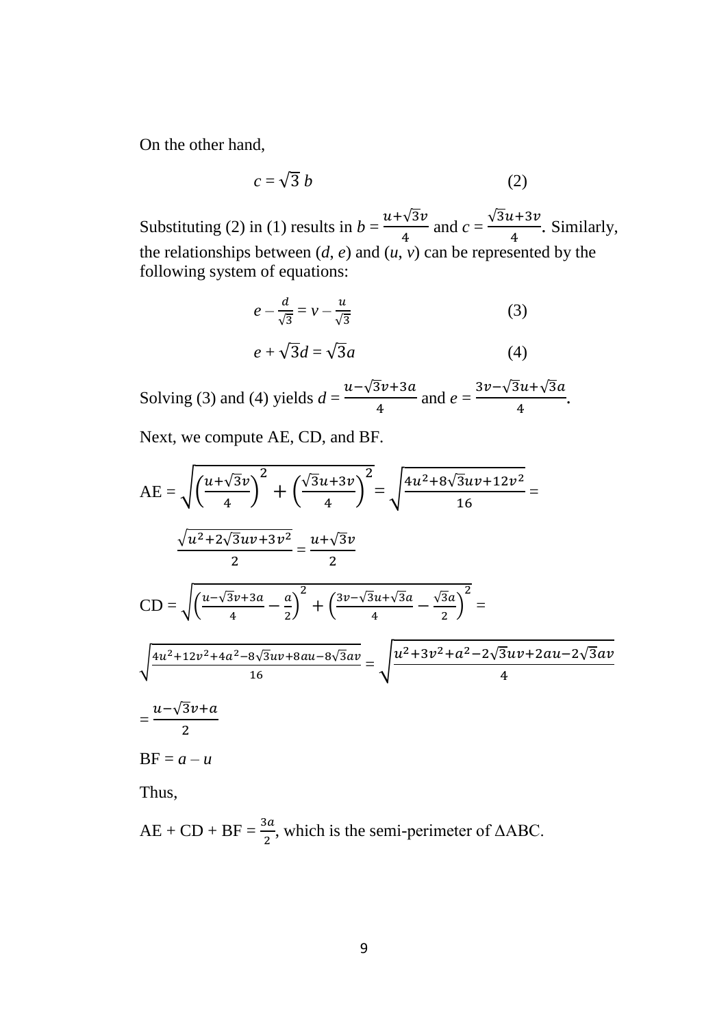On the other hand,

$$c = \sqrt{3}\, b \qquad (2)$$

Substituting (2) in (1) results in $b = \frac{u+\sqrt{3}v}{4}$ and $c = \frac{\sqrt{3}u+3v}{4}$. Similarly, the relationships between ($d$, $e$) and ($u$, $v$) can be represented by the following system of equations:

$$e - \frac{d}{\sqrt{3}} = v - \frac{u}{\sqrt{3}} \qquad (3)$$

$$e + \sqrt{3}d = \sqrt{3}a \qquad (4)$$

Solving (3) and (4) yields $d = \frac{u-\sqrt{3}v+3a}{4}$ and $e = \frac{3v-\sqrt{3}u+\sqrt{3}a}{4}$.

Next, we compute AE, CD, and BF.

$$\text{AE} = \sqrt{\left(\frac{u+\sqrt{3}v}{4}\right)^2 + \left(\frac{\sqrt{3}u+3v}{4}\right)^2} = \sqrt{\frac{4u^2+8\sqrt{3}uv+12v^2}{16}} =$$

$$\frac{\sqrt{u^2+2\sqrt{3}uv+3v^2}}{2} = \frac{u+\sqrt{3}v}{2}$$

$$\text{CD} = \sqrt{\left(\frac{u-\sqrt{3}v+3a}{4} - \frac{a}{2}\right)^2 + \left(\frac{3v-\sqrt{3}u+\sqrt{3}a}{4} - \frac{\sqrt{3}a}{2}\right)^2} =$$

$$\sqrt{\frac{4u^2+12v^2+4a^2-8\sqrt{3}uv+8au-8\sqrt{3}av}{16}} = \sqrt{\frac{u^2+3v^2+a^2-2\sqrt{3}uv+2au-2\sqrt{3}av}{4}}$$

$$= \frac{u-\sqrt{3}v+a}{2}$$

$\text{BF} = a - u$

Thus,

AE + CD + BF = $\frac{3a}{2}$, which is the semi-perimeter of ΔABC.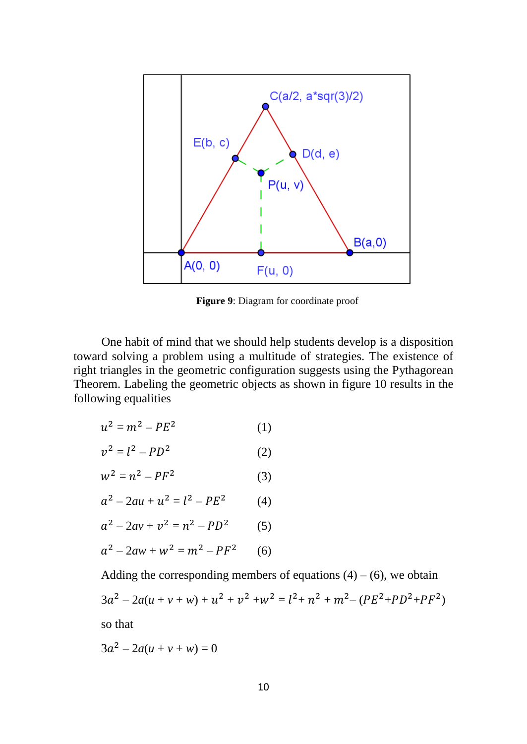**Figure 9**: Diagram for coordinate proof

One habit of mind that we should help students develop is a disposition toward solving a problem using a multitude of strategies. The existence of right triangles in the geometric configuration suggests using the Pythagorean Theorem. Labeling the geometric objects as shown in figure 10 results in the following equalities

$$u^2 = m^2 - PE^2 \qquad (1)$$

$$v^2 = l^2 - PD^2 \qquad (2)$$

$$w^2 = n^2 - PF^2 \qquad (3)$$

$$a^2 - 2au + u^2 = l^2 - PE^2 \qquad (4)$$

$$a^2 - 2av + v^2 = n^2 - PD^2 \qquad (5)$$

$$a^2 - 2aw + w^2 = m^2 - PF^2 \qquad (6)$$

Adding the corresponding members of equations (4) – (6), we obtain

$$3a^2 - 2a(u + v + w) + u^2 + v^2 + w^2 = l^2 + n^2 + m^2 - (PE^2 + PD^2 + PF^2)$$

so that

$$3a^2 - 2a(u + v + w) = 0$$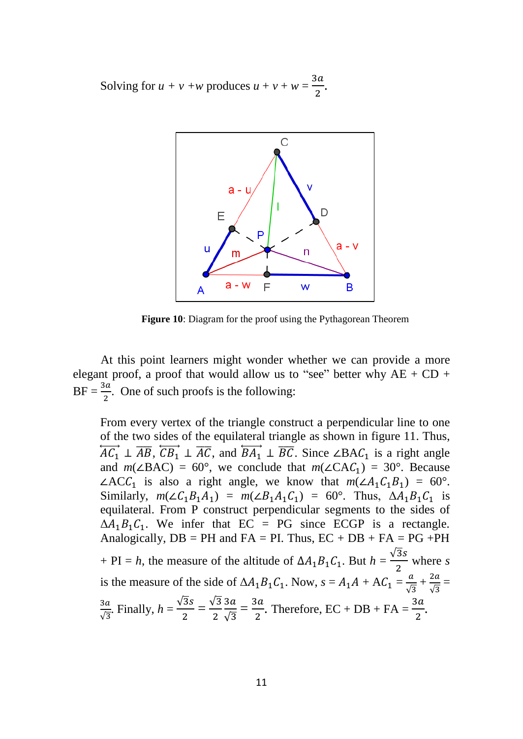Solving for $u + v + w$ produces $u + v + w = \frac{3a}{2}$.

**Figure 10**: Diagram for the proof using the Pythagorean Theorem

At this point learners might wonder whether we can provide a more elegant proof, a proof that would allow us to "see" better why AE + CD + BF = $\frac{3a}{2}$. One of such proofs is the following:

From every vertex of the triangle construct a perpendicular line to one of the two sides of the equilateral triangle as shown in figure 11. Thus, $\overleftrightarrow{AC_1} \perp \overline{AB}$, $\overleftrightarrow{CB_1} \perp \overline{AC}$, and $\overleftrightarrow{BA_1} \perp \overline{BC}$. Since $\angle BAC_1$ is a right angle and $m(\angle BAC) = 60°$, we conclude that $m(\angle CAC_1) = 30°$. Because $\angle ACC_1$ is also a right angle, we know that $m(\angle A_1C_1B_1) = 60°$. Similarly, $m(\angle C_1B_1A_1) = m(\angle B_1A_1C_1) = 60°$. Thus, $\Delta A_1B_1C_1$ is equilateral. From P construct perpendicular segments to the sides of $\Delta A_1B_1C_1$. We infer that EC = PG since ECGP is a rectangle. Analogically, DB = PH and FA = PI. Thus, EC + DB + FA = PG + PH + PI = $h$, the measure of the altitude of $\Delta A_1B_1C_1$. But $h = \frac{\sqrt{3}s}{2}$ where $s$ is the measure of the side of $\Delta A_1B_1C_1$. Now, $s = A_1A + AC_1 = \frac{a}{\sqrt{3}} + \frac{2a}{\sqrt{3}} = \frac{3a}{\sqrt{3}}$. Finally, $h = \frac{\sqrt{3}s}{2} = \frac{\sqrt{3}}{2}\frac{3a}{\sqrt{3}} = \frac{3a}{2}$. Therefore, EC + DB + FA = $\frac{3a}{2}$.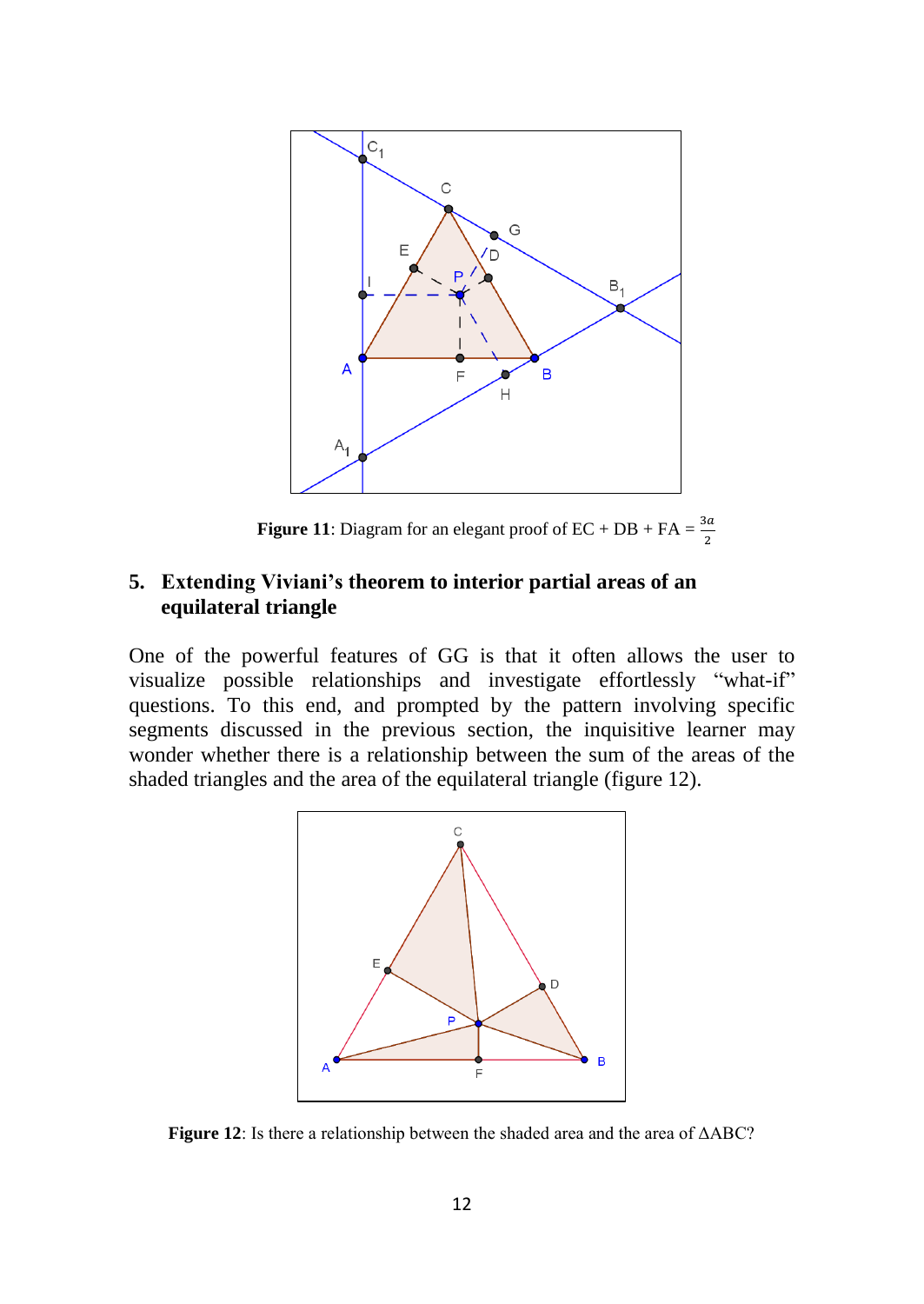**Figure 11**: Diagram for an elegant proof of EC + DB + FA = $\frac{3a}{2}$

## 5. Extending Viviani's theorem to interior partial areas of an equilateral triangle

One of the powerful features of GG is that it often allows the user to visualize possible relationships and investigate effortlessly "what-if" questions. To this end, and prompted by the pattern involving specific segments discussed in the previous section, the inquisitive learner may wonder whether there is a relationship between the sum of the areas of the shaded triangles and the area of the equilateral triangle (figure 12).

**Figure 12**: Is there a relationship between the shaded area and the area of ΔABC?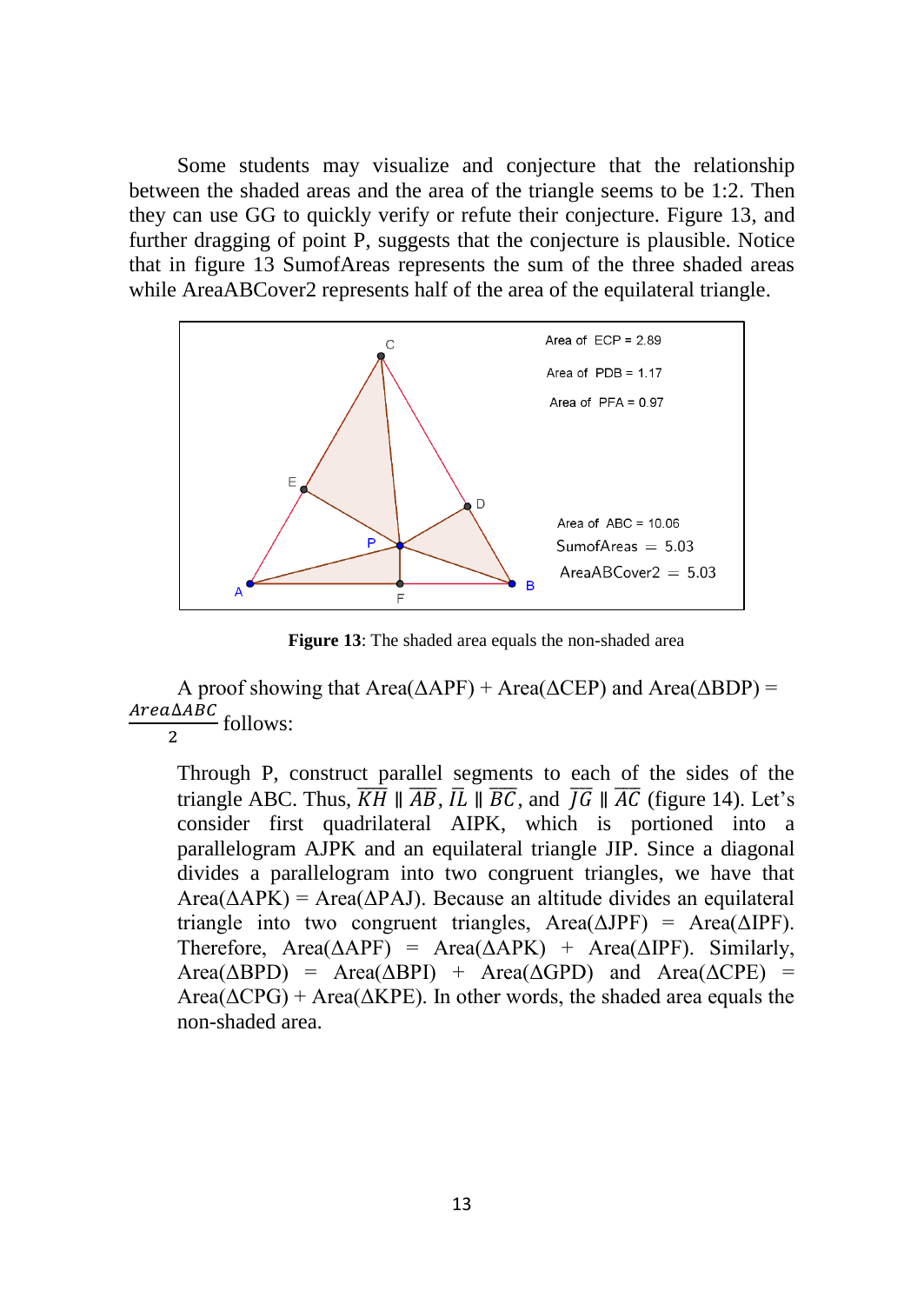Some students may visualize and conjecture that the relationship between the shaded areas and the area of the triangle seems to be 1:2. Then they can use GG to quickly verify or refute their conjecture. Figure 13, and further dragging of point P, suggests that the conjecture is plausible. Notice that in figure 13 SumofAreas represents the sum of the three shaded areas while AreaABCover2 represents half of the area of the equilateral triangle.

**Figure 13**: The shaded area equals the non-shaded area

A proof showing that Area(ΔAPF) + Area(ΔCEP) and Area(ΔBDP) = $\frac{Area \Delta ABC}{2}$ follows:

> Through P, construct parallel segments to each of the sides of the triangle ABC. Thus, $\overline{KH} \parallel \overline{AB}$, $\overline{IL} \parallel \overline{BC}$, and $\overline{JG} \parallel \overline{AC}$ (figure 14). Let's consider first quadrilateral AIPK, which is portioned into a parallelogram AJPK and an equilateral triangle JIP. Since a diagonal divides a parallelogram into two congruent triangles, we have that Area(ΔAPK) = Area(ΔPAJ). Because an altitude divides an equilateral triangle into two congruent triangles, Area(ΔJPF) = Area(ΔIPF). Therefore, Area(ΔAPF) = Area(ΔAPK) + Area(ΔIPF). Similarly, Area(ΔBPD) = Area(ΔBPI) + Area(ΔGPD) and Area(ΔCPE) = Area(ΔCPG) + Area(ΔKPE). In other words, the shaded area equals the non-shaded area.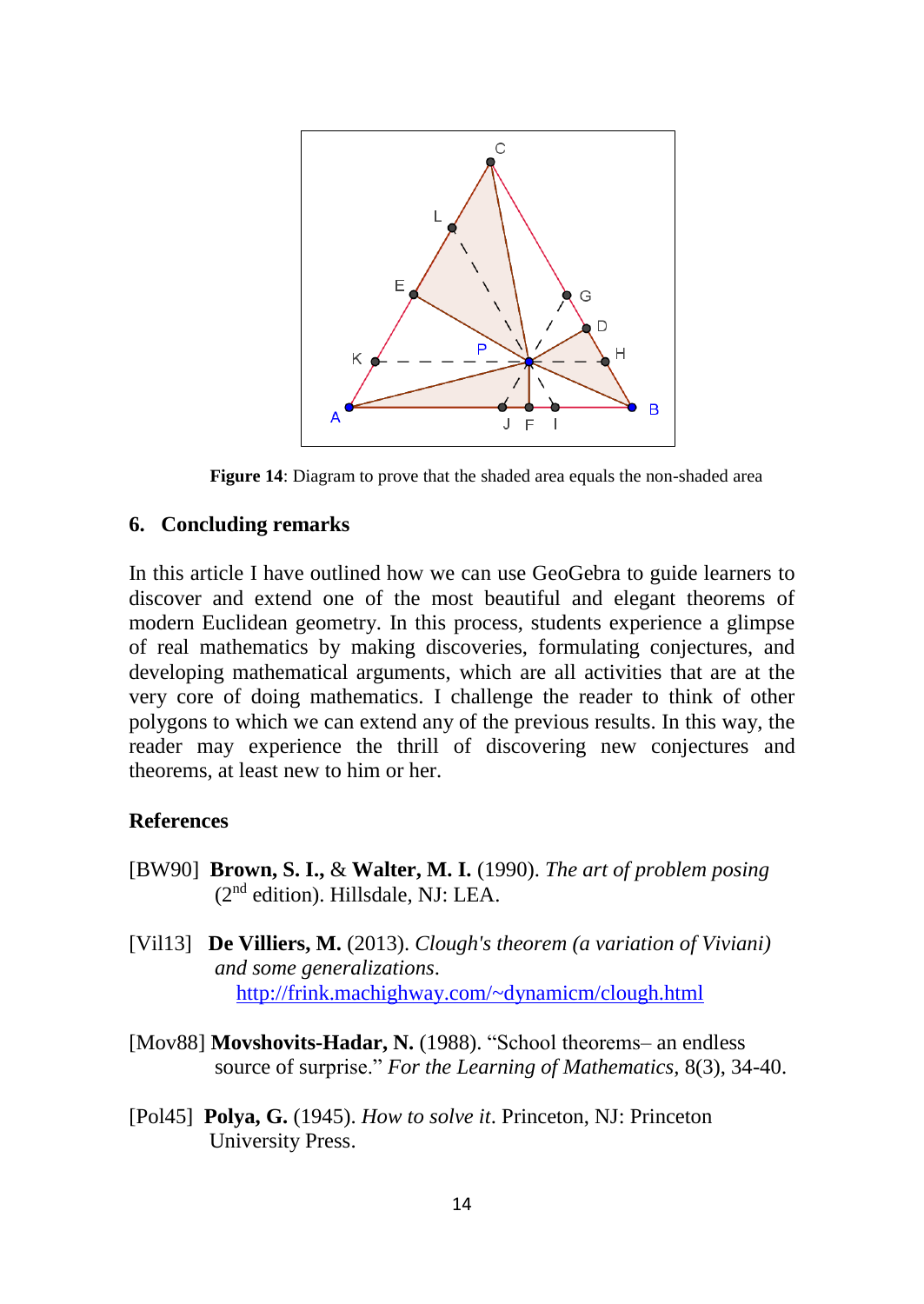C

L

E

G

D

K

P

H

A

J F I

B

**Figure 14**: Diagram to prove that the shaded area equals the non-shaded area

## 6. Concluding remarks

In this article I have outlined how we can use GeoGebra to guide learners to discover and extend one of the most beautiful and elegant theorems of modern Euclidean geometry. In this process, students experience a glimpse of real mathematics by making discoveries, formulating conjectures, and developing mathematical arguments, which are all activities that are at the very core of doing mathematics. I challenge the reader to think of other polygons to which we can extend any of the previous results. In this way, the reader may experience the thrill of discovering new conjectures and theorems, at least new to him or her.

### References

[BW90] **Brown, S. I.,** & **Walter, M. I.** (1990). *The art of problem posing* (2nd edition). Hillsdale, NJ: LEA.

[Vil13] **De Villiers, M.** (2013). *Clough's theorem (a variation of Viviani) and some generalizations*. http://frink.machighway.com/~dynamicm/clough.html

[Mov88] **Movshovits-Hadar, N.** (1988). "School theorems– an endless source of surprise." *For the Learning of Mathematics*, 8(3), 34-40.

[Pol45] **Polya, G.** (1945). *How to solve it*. Princeton, NJ: Princeton University Press.